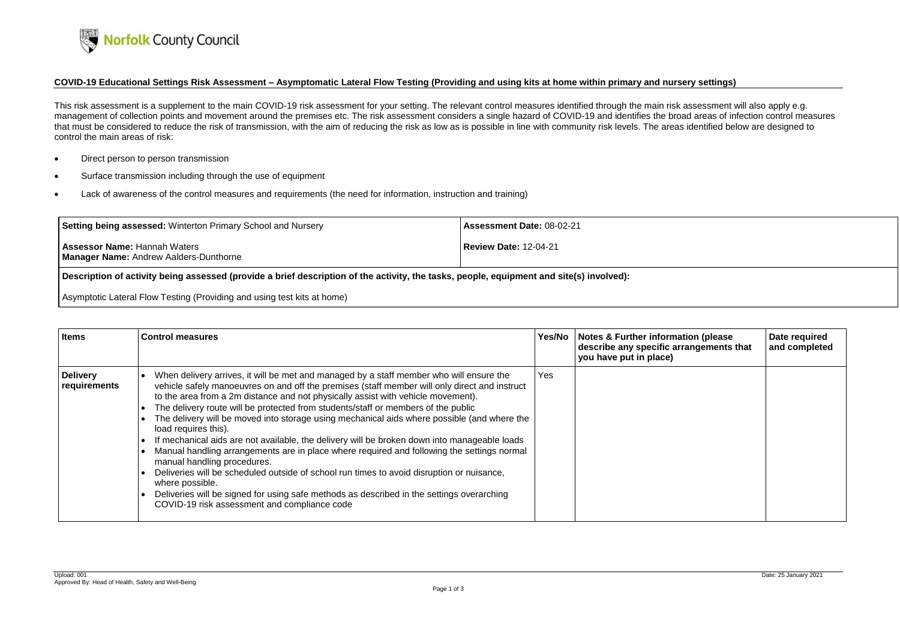## COVID-19 Educational Settings Risk Assessment – Asymptomatic Lateral Flow Testing (Providing and using kits at home within primary and nursery settings)

This risk assessment is a supplement to the main COVID-19 risk assessment for your setting. The relevant control measures identified through the main risk assessment will also apply e.g. management of collection points and movement around the premises etc. The risk assessment considers a single hazard of COVID-19 and identifies the broad areas of infection control measures that must be considered to reduce the risk of transmission, with the aim of reducing the risk as low as is possible in line with community risk levels. The areas identified below are designed to control the main areas of risk:

- Direct person to person transmission
- Surface transmission including through the use of equipment
- Lack of awareness of the control measures and requirements (the need for information, instruction and training)

| | |
|---|---|
| **Setting being assessed:** Winterton Primary School and Nursery | **Assessment Date:** 08-02-21 |
| **Assessor Name:** Hannah Waters<br>**Manager Name:** Andrew Aalders-Dunthorne | **Review Date:** 12-04-21 |
| **Description of activity being assessed (provide a brief description of the activity, the tasks, people, equipment and site(s) involved):**<br><br>Asymptotic Lateral Flow Testing (Providing and using test kits at home) | |

| Items | Control measures | Yes/No | Notes & Further information (please describe any specific arrangements that you have put in place) | Date required and completed |
|---|---|---|---|---|
| **Delivery requirements** | • When delivery arrives, it will be met and managed by a staff member who will ensure the vehicle safely manoeuvres on and off the premises (staff member will only direct and instruct to the area from a 2m distance and not physically assist with vehicle movement).<br>• The delivery route will be protected from students/staff or members of the public<br>• The delivery will be moved into storage using mechanical aids where possible (and where the load requires this).<br>• If mechanical aids are not available, the delivery will be broken down into manageable loads<br>• Manual handling arrangements are in place where required and following the settings normal manual handling procedures.<br>• Deliveries will be scheduled outside of school run times to avoid disruption or nuisance, where possible.<br>• Deliveries will be signed for using safe methods as described in the settings overarching COVID-19 risk assessment and compliance code | Yes | | |

Upload: 001
Approved By: Head of Health, Safety and Well-Being
Date: 25 January 2021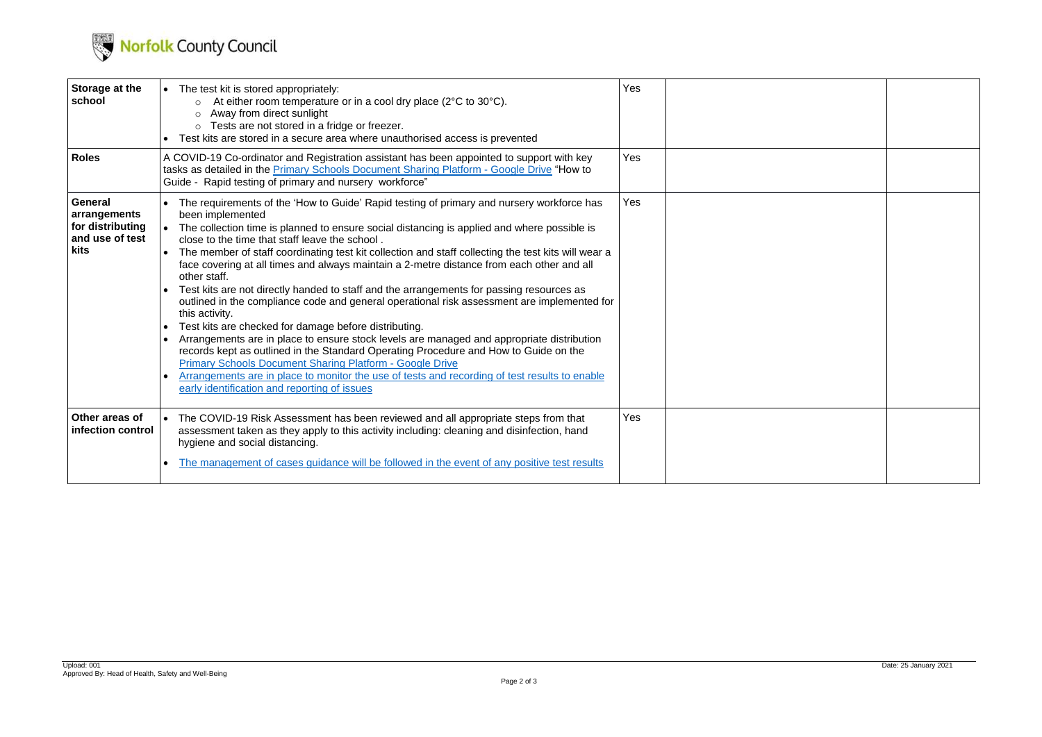| Storage at the school | • The test kit is stored appropriately:<br>&nbsp;&nbsp;&nbsp;&nbsp;○ At either room temperature or in a cool dry place (2°C to 30°C).<br>&nbsp;&nbsp;&nbsp;&nbsp;○ Away from direct sunlight<br>&nbsp;&nbsp;&nbsp;&nbsp;○ Tests are not stored in a fridge or freezer.<br>• Test kits are stored in a secure area where unauthorised access is prevented | Yes | | |
|---|---|---|---|---|
| **Roles** | A COVID-19 Co-ordinator and Registration assistant has been appointed to support with key tasks as detailed in the Primary Schools Document Sharing Platform - Google Drive "How to Guide - Rapid testing of primary and nursery workforce" | Yes | | |
| **General arrangements for distributing and use of test kits** | • The requirements of the 'How to Guide' Rapid testing of primary and nursery workforce has been implemented<br>• The collection time is planned to ensure social distancing is applied and where possible is close to the time that staff leave the school .<br>• The member of staff coordinating test kit collection and staff collecting the test kits will wear a face covering at all times and always maintain a 2-metre distance from each other and all other staff.<br>• Test kits are not directly handed to staff and the arrangements for passing resources as outlined in the compliance code and general operational risk assessment are implemented for this activity.<br>• Test kits are checked for damage before distributing.<br>• Arrangements are in place to ensure stock levels are managed and appropriate distribution records kept as outlined in the Standard Operating Procedure and How to Guide on the Primary Schools Document Sharing Platform - Google Drive<br>• Arrangements are in place to monitor the use of tests and recording of test results to enable early identification and reporting of issues | Yes | | |
| **Other areas of infection control** | • The COVID-19 Risk Assessment has been reviewed and all appropriate steps from that assessment taken as they apply to this activity including: cleaning and disinfection, hand hygiene and social distancing.<br>• The management of cases guidance will be followed in the event of any positive test results | Yes | | |

Upload: 001
Approved By: Head of Health, Safety and Well-Being

Date: 25 January 2021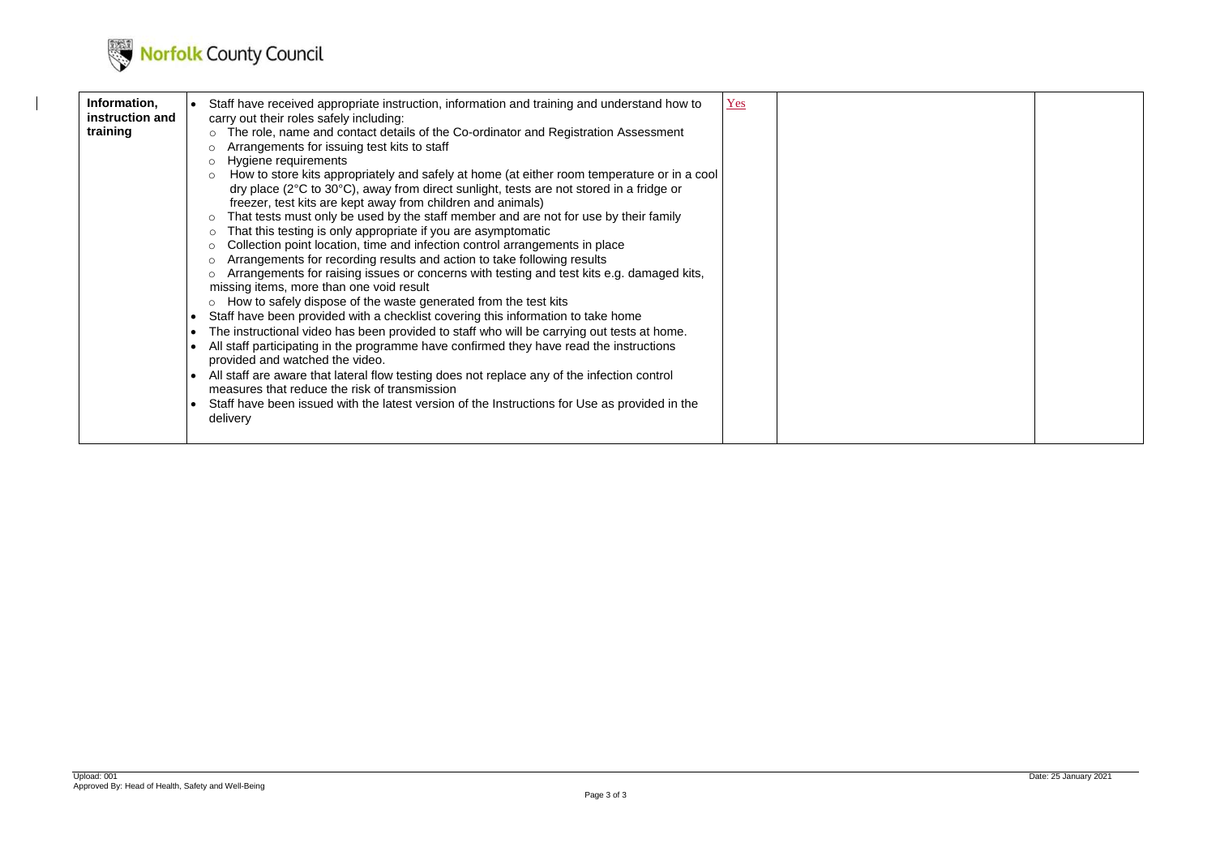| | | | | |
|---|---|---|---|---|
| **Information, instruction and training** | • Staff have received appropriate instruction, information and training and understand how to carry out their roles safely including:<br>○ The role, name and contact details of the Co-ordinator and Registration Assessment<br>○ Arrangements for issuing test kits to staff<br>○ Hygiene requirements<br>○ How to store kits appropriately and safely at home (at either room temperature or in a cool dry place (2°C to 30°C), away from direct sunlight, tests are not stored in a fridge or freezer, test kits are kept away from children and animals)<br>○ That tests must only be used by the staff member and are not for use by their family<br>○ That this testing is only appropriate if you are asymptomatic<br>○ Collection point location, time and infection control arrangements in place<br>○ Arrangements for recording results and action to take following results<br>○ Arrangements for raising issues or concerns with testing and test kits e.g. damaged kits, missing items, more than one void result<br>○ How to safely dispose of the waste generated from the test kits<br>• Staff have been provided with a checklist covering this information to take home<br>• The instructional video has been provided to staff who will be carrying out tests at home.<br>• All staff participating in the programme have confirmed they have read the instructions provided and watched the video.<br>• All staff are aware that lateral flow testing does not replace any of the infection control measures that reduce the risk of transmission<br>• Staff have been issued with the latest version of the Instructions for Use as provided in the delivery | Yes | | |

Upload: 001
Approved By: Head of Health, Safety and Well-Being

Date: 25 January 2021